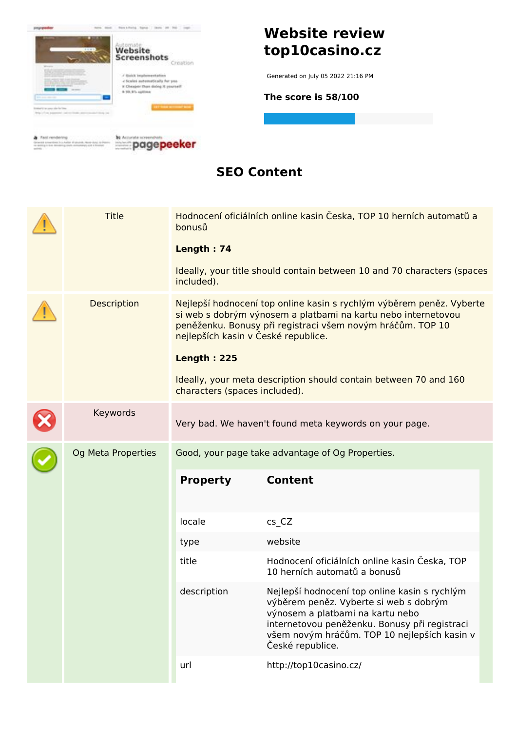# Website review top10casino.cz

Generated on July 05 2022 21:16 PM

**The score is 58/100**

## SEO Content

| | | |
|---|---|---|
| | Title | Hodnocení oficiálních online kasin Česka, TOP 10 herních automatů a bonusů<br><br>**Length : 74**<br><br>Ideally, your title should contain between 10 and 70 characters (spaces included). |
| | Description | Nejlepší hodnocení top online kasin s rychlým výběrem peněz. Vyberte si web s dobrým výnosem a platbami na kartu nebo internetovou peněženku. Bonusy při registraci všem novým hráčům. TOP 10 nejlepších kasin v České republice.<br><br>**Length : 225**<br><br>Ideally, your meta description should contain between 70 and 160 characters (spaces included). |
| | Keywords | Very bad. We haven't found meta keywords on your page. |
| | Og Meta Properties | Good, your page take advantage of Og Properties. |

| Property | Content |
|---|---|
| locale | cs_CZ |
| type | website |
| title | Hodnocení oficiálních online kasin Česka, TOP 10 herních automatů a bonusů |
| description | Nejlepší hodnocení top online kasin s rychlým výběrem peněz. Vyberte si web s dobrým výnosem a platbami na kartu nebo internetovou peněženku. Bonusy při registraci všem novým hráčům. TOP 10 nejlepších kasin v České republice. |
| url | http://top10casino.cz/ |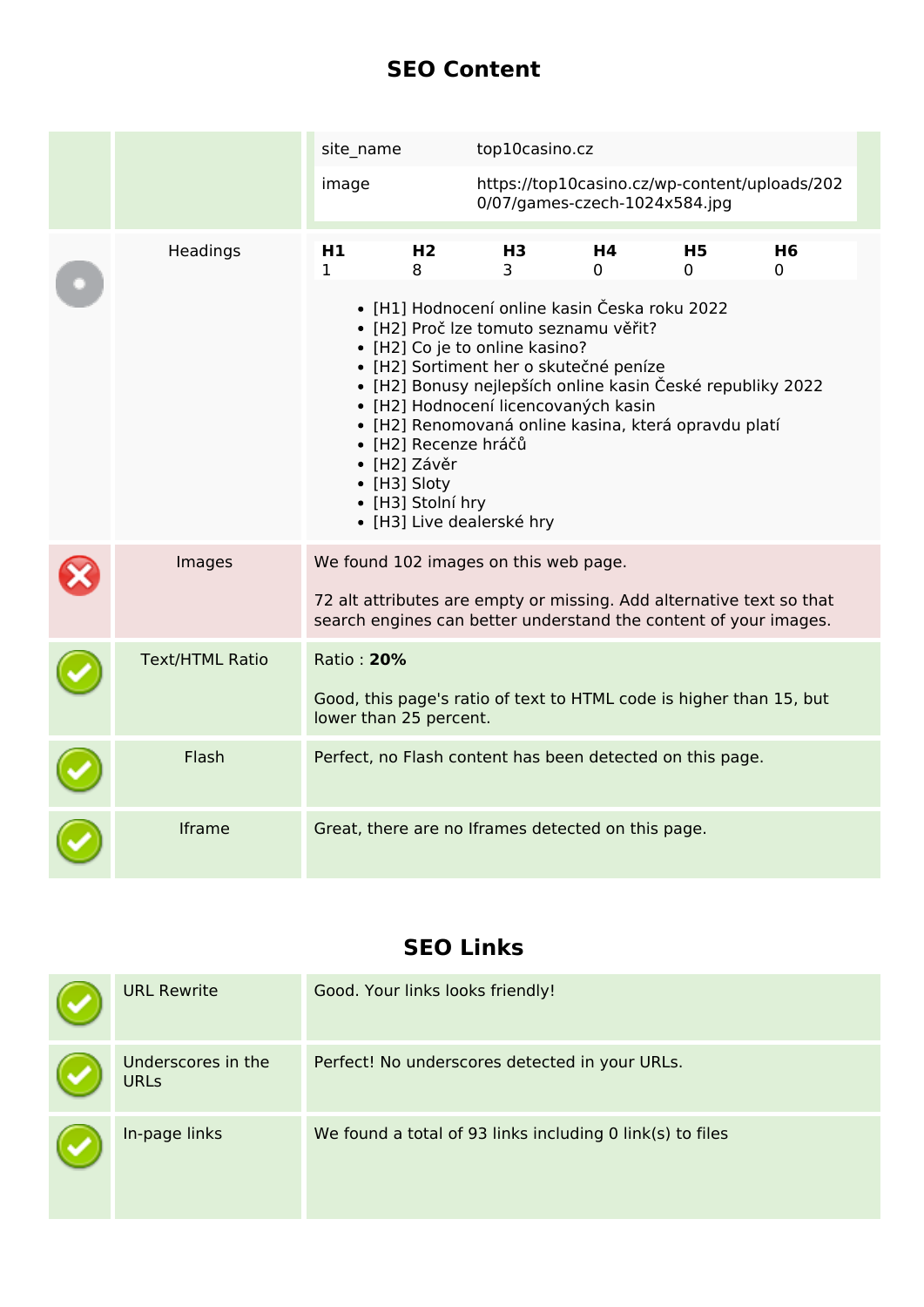## SEO Content

| | | |
|---|---|---|
| | | site_name: top10casino.cz<br>image: https://top10casino.cz/wp-content/uploads/2020/07/games-czech-1024x584.jpg |
| | Headings | H1: 1, H2: 8, H3: 3, H4: 0, H5: 0, H6: 0 |
| | Images | We found 102 images on this web page.<br><br>72 alt attributes are empty or missing. Add alternative text so that search engines can better understand the content of your images. |
| | Text/HTML Ratio | Ratio : **20%**<br><br>Good, this page's ratio of text to HTML code is higher than 15, but lower than 25 percent. |
| | Flash | Perfect, no Flash content has been detected on this page. |
| | Iframe | Great, there are no Iframes detected on this page. |

| H1 | H2 | H3 | H4 | H5 | H6 |
|---|---|---|---|---|---|
| 1 | 8 | 3 | 0 | 0 | 0 |

- [H1] Hodnocení online kasin Česka roku 2022
- [H2] Proč lze tomuto seznamu věřit?
- [H2] Co je to online kasino?
- [H2] Sortiment her o skutečné peníze
- [H2] Bonusy nejlepších online kasin České republiky 2022
- [H2] Hodnocení licencovaných kasin
- [H2] Renomovaná online kasina, která opravdu platí
- [H2] Recenze hráčů
- [H2] Závěr
- [H3] Sloty
- [H3] Stolní hry
- [H3] Live dealerské hry

## SEO Links

| | | |
|---|---|---|
| | URL Rewrite | Good. Your links looks friendly! |
| | Underscores in the URLs | Perfect! No underscores detected in your URLs. |
| | In-page links | We found a total of 93 links including 0 link(s) to files |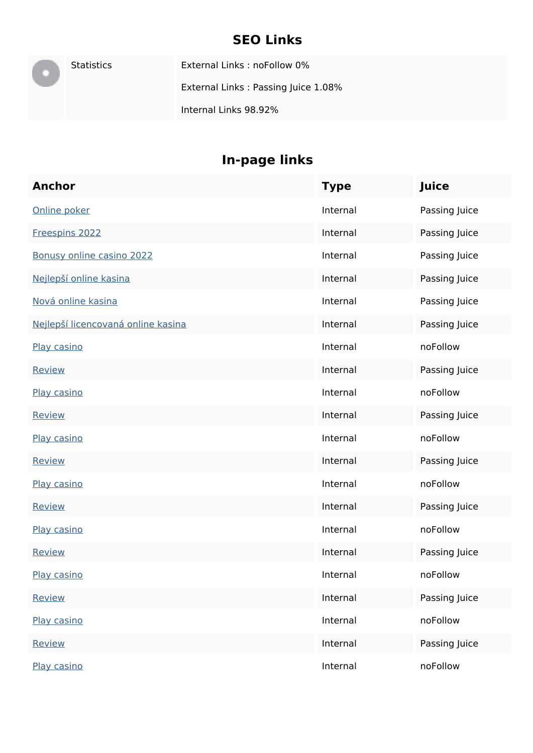## SEO Links

| | | |
|---|---|---|
| | Statistics | External Links : noFollow 0%<br>External Links : Passing Juice 1.08%<br>Internal Links 98.92% |

## In-page links

| Anchor | Type | Juice |
|---|---|---|
| Online poker | Internal | Passing Juice |
| Freespins 2022 | Internal | Passing Juice |
| Bonusy online casino 2022 | Internal | Passing Juice |
| Nejlepší online kasina | Internal | Passing Juice |
| Nová online kasina | Internal | Passing Juice |
| Nejlepší licencovaná online kasina | Internal | Passing Juice |
| Play casino | Internal | noFollow |
| Review | Internal | Passing Juice |
| Play casino | Internal | noFollow |
| Review | Internal | Passing Juice |
| Play casino | Internal | noFollow |
| Review | Internal | Passing Juice |
| Play casino | Internal | noFollow |
| Review | Internal | Passing Juice |
| Play casino | Internal | noFollow |
| Review | Internal | Passing Juice |
| Play casino | Internal | noFollow |
| Review | Internal | Passing Juice |
| Play casino | Internal | noFollow |
| Review | Internal | Passing Juice |
| Play casino | Internal | noFollow |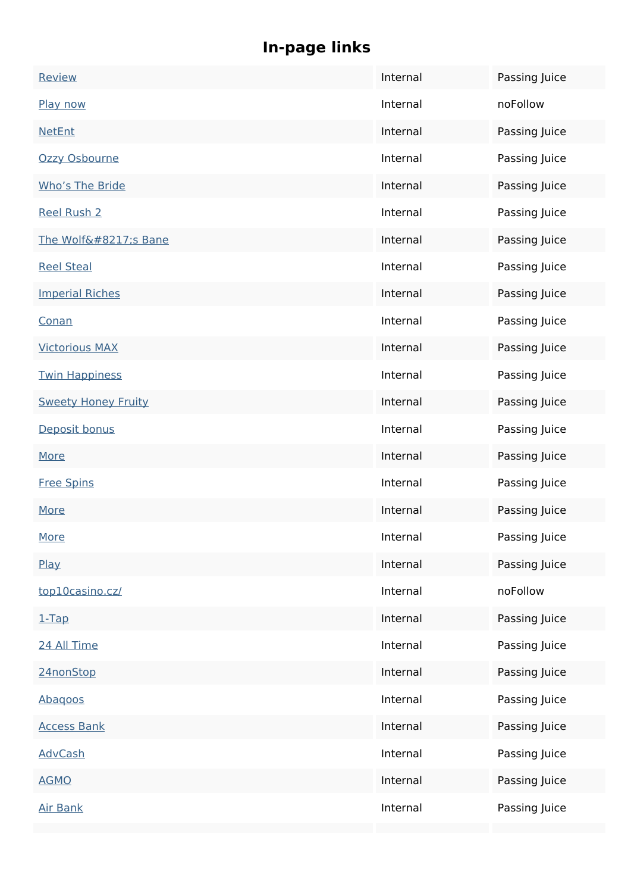# In-page links

| | | |
|---|---|---|
| Review | Internal | Passing Juice |
| Play now | Internal | noFollow |
| NetEnt | Internal | Passing Juice |
| Ozzy Osbourne | Internal | Passing Juice |
| Who’s The Bride | Internal | Passing Juice |
| Reel Rush 2 | Internal | Passing Juice |
| The Wolf&#8217;s Bane | Internal | Passing Juice |
| Reel Steal | Internal | Passing Juice |
| Imperial Riches | Internal | Passing Juice |
| Conan | Internal | Passing Juice |
| Victorious MAX | Internal | Passing Juice |
| Twin Happiness | Internal | Passing Juice |
| Sweety Honey Fruity | Internal | Passing Juice |
| Deposit bonus | Internal | Passing Juice |
| More | Internal | Passing Juice |
| Free Spins | Internal | Passing Juice |
| More | Internal | Passing Juice |
| More | Internal | Passing Juice |
| Play | Internal | Passing Juice |
| top10casino.cz/ | Internal | noFollow |
| 1-Tap | Internal | Passing Juice |
| 24 All Time | Internal | Passing Juice |
| 24nonStop | Internal | Passing Juice |
| Abaqoos | Internal | Passing Juice |
| Access Bank | Internal | Passing Juice |
| AdvCash | Internal | Passing Juice |
| AGMO | Internal | Passing Juice |
| Air Bank | Internal | Passing Juice |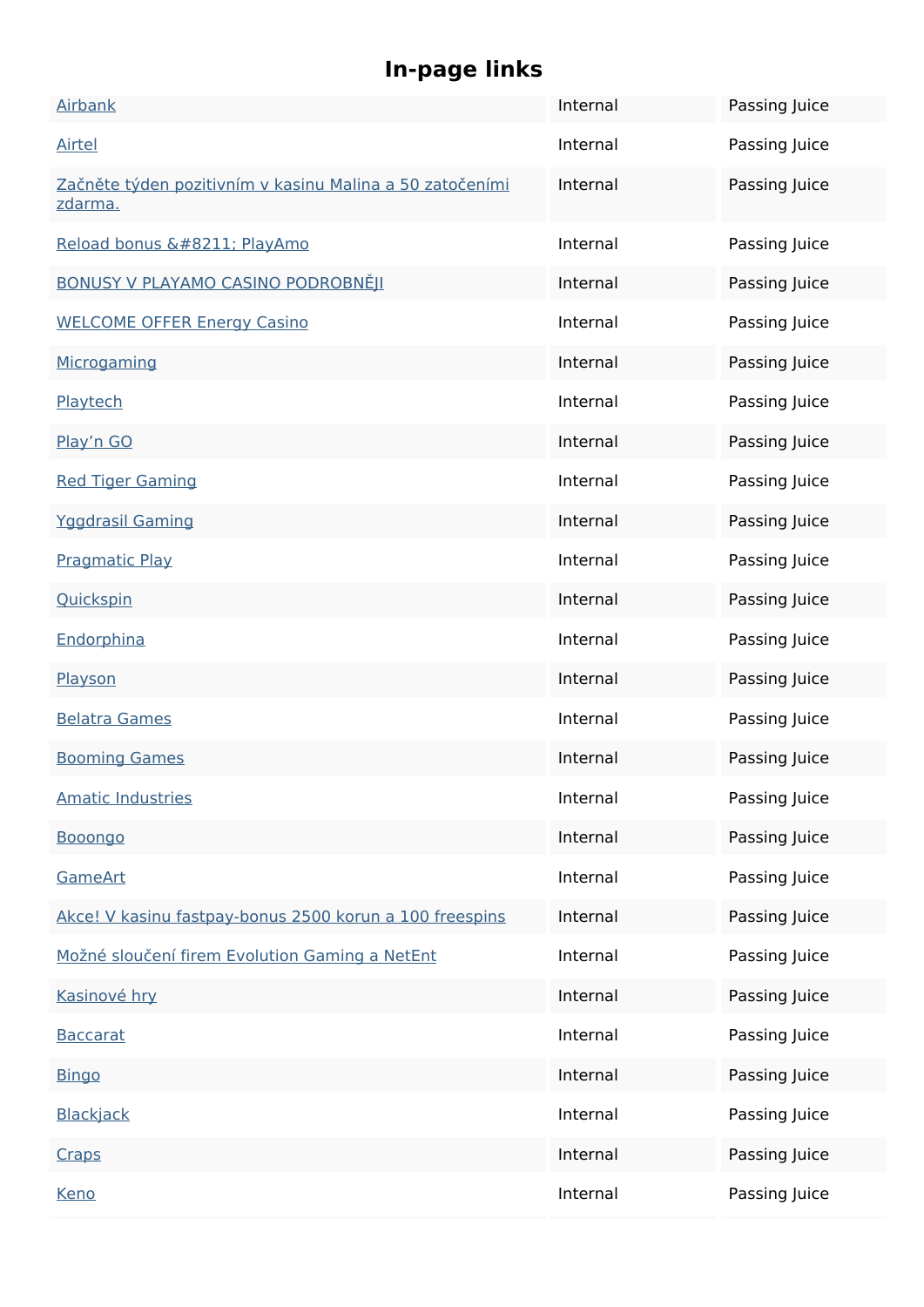## In-page links

| | | |
|---|---|---|
| Airbank | Internal | Passing Juice |
| Airtel | Internal | Passing Juice |
| Začněte týden pozitivním v kasinu Malina a 50 zatočeními zdarma. | Internal | Passing Juice |
| Reload bonus &#8211; PlayAmo | Internal | Passing Juice |
| BONUSY V PLAYAMO CASINO PODROBNĚJI | Internal | Passing Juice |
| WELCOME OFFER Energy Casino | Internal | Passing Juice |
| Microgaming | Internal | Passing Juice |
| Playtech | Internal | Passing Juice |
| Play'n GO | Internal | Passing Juice |
| Red Tiger Gaming | Internal | Passing Juice |
| Yggdrasil Gaming | Internal | Passing Juice |
| Pragmatic Play | Internal | Passing Juice |
| Quickspin | Internal | Passing Juice |
| Endorphina | Internal | Passing Juice |
| Playson | Internal | Passing Juice |
| Belatra Games | Internal | Passing Juice |
| Booming Games | Internal | Passing Juice |
| Amatic Industries | Internal | Passing Juice |
| Booongo | Internal | Passing Juice |
| GameArt | Internal | Passing Juice |
| Akce! V kasinu fastpay-bonus 2500 korun a 100 freespins | Internal | Passing Juice |
| Možné sloučení firem Evolution Gaming a NetEnt | Internal | Passing Juice |
| Kasinové hry | Internal | Passing Juice |
| Baccarat | Internal | Passing Juice |
| Bingo | Internal | Passing Juice |
| Blackjack | Internal | Passing Juice |
| Craps | Internal | Passing Juice |
| Keno | Internal | Passing Juice |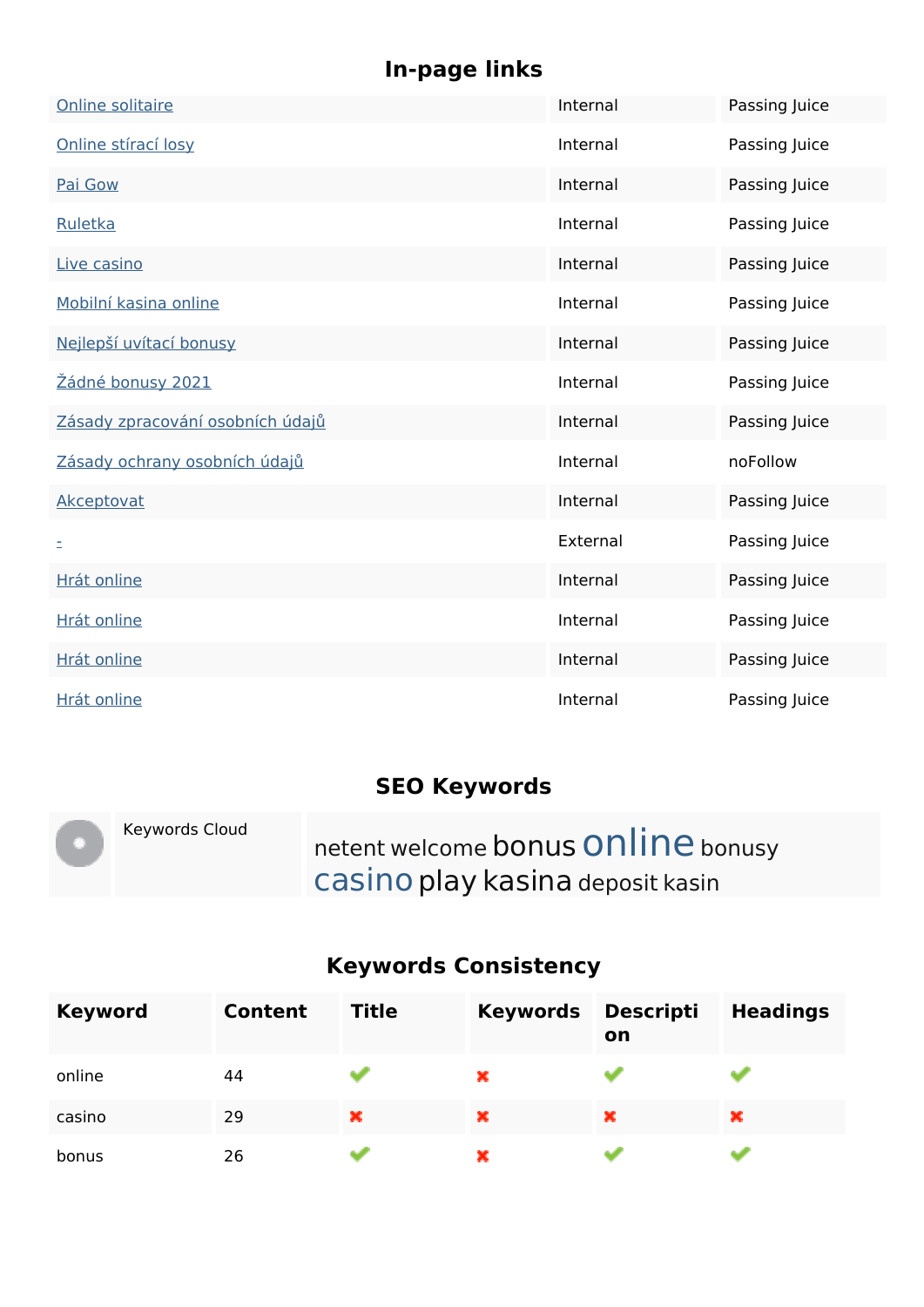## In-page links

| | | |
|---|---|---|
| Online solitaire | Internal | Passing Juice |
| Online stírací losy | Internal | Passing Juice |
| Pai Gow | Internal | Passing Juice |
| Ruletka | Internal | Passing Juice |
| Live casino | Internal | Passing Juice |
| Mobilní kasina online | Internal | Passing Juice |
| Nejlepší uvítací bonusy | Internal | Passing Juice |
| Žádné bonusy 2021 | Internal | Passing Juice |
| Zásady zpracování osobních údajů | Internal | Passing Juice |
| Zásady ochrany osobních údajů | Internal | noFollow |
| Akceptovat | Internal | Passing Juice |
| - | External | Passing Juice |
| Hrát online | Internal | Passing Juice |
| Hrát online | Internal | Passing Juice |
| Hrát online | Internal | Passing Juice |
| Hrát online | Internal | Passing Juice |

## SEO Keywords

| | |
|---|---|
| Keywords Cloud | netent welcome bonus online bonusy casino play kasina deposit kasin |

## Keywords Consistency

| Keyword | Content | Title | Keywords | Description | Headings |
|---|---|---|---|---|---|
| online | 44 | ✔ | ✖ | ✔ | ✔ |
| casino | 29 | ✖ | ✖ | ✖ | ✖ |
| bonus | 26 | ✔ | ✖ | ✔ | ✔ |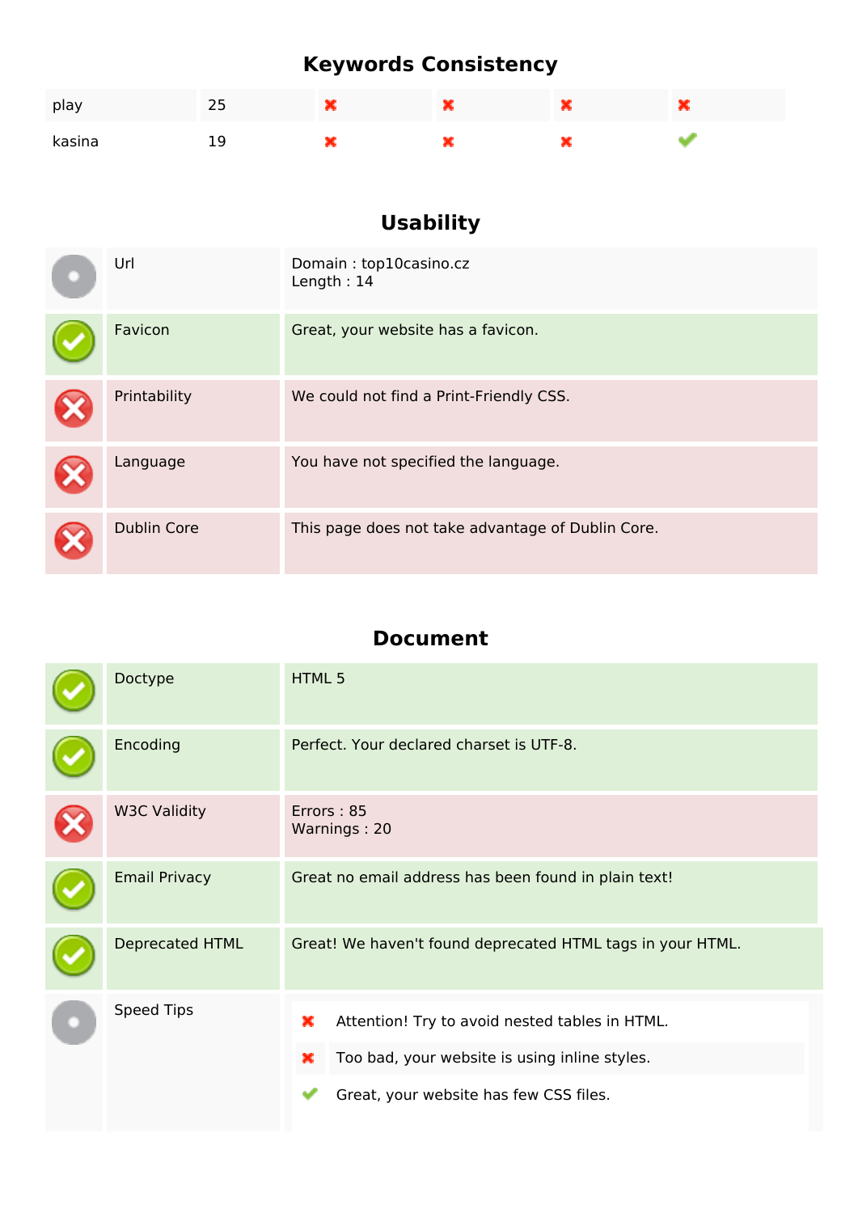## Keywords Consistency

| | | | | | |
|---|---|---|---|---|---|
| play | 25 | ✖ | ✖ | ✖ | ✖ |
| kasina | 19 | ✖ | ✖ | ✖ | ✔ |

## Usability

| | | |
|---|---|---|
| | Url | Domain : top10casino.cz<br>Length : 14 |
| ✔ | Favicon | Great, your website has a favicon. |
| ✖ | Printability | We could not find a Print-Friendly CSS. |
| ✖ | Language | You have not specified the language. |
| ✖ | Dublin Core | This page does not take advantage of Dublin Core. |

## Document

| | | |
|---|---|---|
| ✔ | Doctype | HTML 5 |
| ✔ | Encoding | Perfect. Your declared charset is UTF-8. |
| ✖ | W3C Validity | Errors : 85<br>Warnings : 20 |
| ✔ | Email Privacy | Great no email address has been found in plain text! |
| ✔ | Deprecated HTML | Great! We haven't found deprecated HTML tags in your HTML. |
| | Speed Tips | ✖ Attention! Try to avoid nested tables in HTML.<br>✖ Too bad, your website is using inline styles.<br>✔ Great, your website has few CSS files. |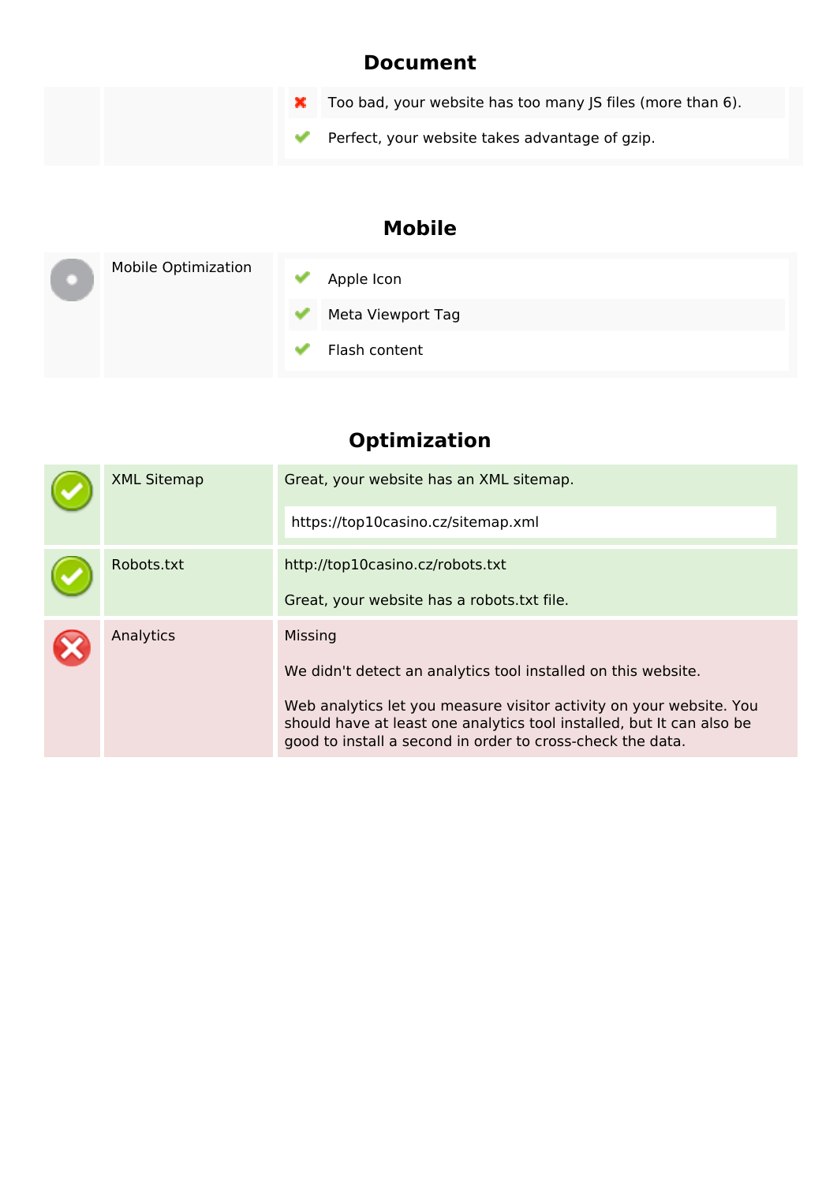## Document

| | | |
|---|---|---|
| | | ✖ Too bad, your website has too many JS files (more than 6). |
| | | ✔ Perfect, your website takes advantage of gzip. |

## Mobile

| | | |
|---|---|---|
| | Mobile Optimization | ✔ Apple Icon<br>✔ Meta Viewport Tag<br>✔ Flash content |

## Optimization

| | | |
|---|---|---|
| ✔ | XML Sitemap | Great, your website has an XML sitemap.<br><br>https://top10casino.cz/sitemap.xml |
| ✔ | Robots.txt | http://top10casino.cz/robots.txt<br><br>Great, your website has a robots.txt file. |
| ✖ | Analytics | Missing<br><br>We didn't detect an analytics tool installed on this website.<br><br>Web analytics let you measure visitor activity on your website. You should have at least one analytics tool installed, but It can also be good to install a second in order to cross-check the data. |